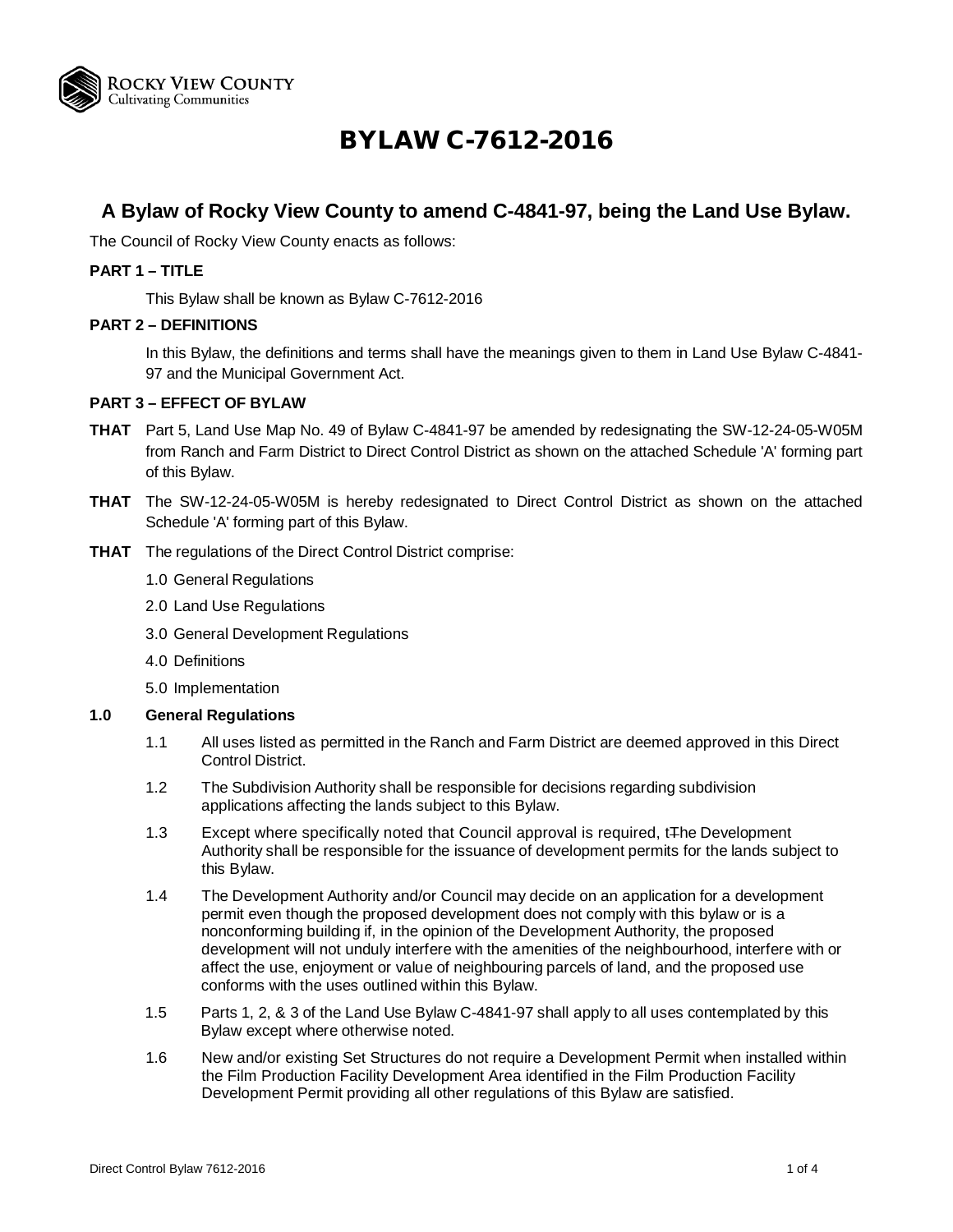# BYLAW C-7612-2016

## A Bylaw of Rocky View County to amend C-4841-97, being the Land Use Bylaw.

The Council of Rocky View County enacts as follows:

**PART 1 – TITLE**

This Bylaw shall be known as Bylaw C-7612-2016

**PART 2 – DEFINITIONS**

In this Bylaw, the definitions and terms shall have the meanings given to them in Land Use Bylaw C-4841-97 and the Municipal Government Act.

**PART 3 – EFFECT OF BYLAW**

**THAT** Part 5, Land Use Map No. 49 of Bylaw C-4841-97 be amended by redesignating the SW-12-24-05-W05M from Ranch and Farm District to Direct Control District as shown on the attached Schedule 'A' forming part of this Bylaw.

**THAT** The SW-12-24-05-W05M is hereby redesignated to Direct Control District as shown on the attached Schedule 'A' forming part of this Bylaw.

**THAT** The regulations of the Direct Control District comprise:

1.0 General Regulations

2.0 Land Use Regulations

3.0 General Development Regulations

4.0 Definitions

5.0 Implementation

**1.0 General Regulations**

1.1 All uses listed as permitted in the Ranch and Farm District are deemed approved in this Direct Control District.

1.2 The Subdivision Authority shall be responsible for decisions regarding subdivision applications affecting the lands subject to this Bylaw.

1.3 Except where specifically noted that Council approval is required, t~~T~~he Development Authority shall be responsible for the issuance of development permits for the lands subject to this Bylaw.

1.4 The Development Authority and/or Council may decide on an application for a development permit even though the proposed development does not comply with this bylaw or is a nonconforming building if, in the opinion of the Development Authority, the proposed development will not unduly interfere with the amenities of the neighbourhood, interfere with or affect the use, enjoyment or value of neighbouring parcels of land, and the proposed use conforms with the uses outlined within this Bylaw.

1.5 Parts 1, 2, & 3 of the Land Use Bylaw C-4841-97 shall apply to all uses contemplated by this Bylaw except where otherwise noted.

1.6 New and/or existing Set Structures do not require a Development Permit when installed within the Film Production Facility Development Area identified in the Film Production Facility Development Permit providing all other regulations of this Bylaw are satisfied.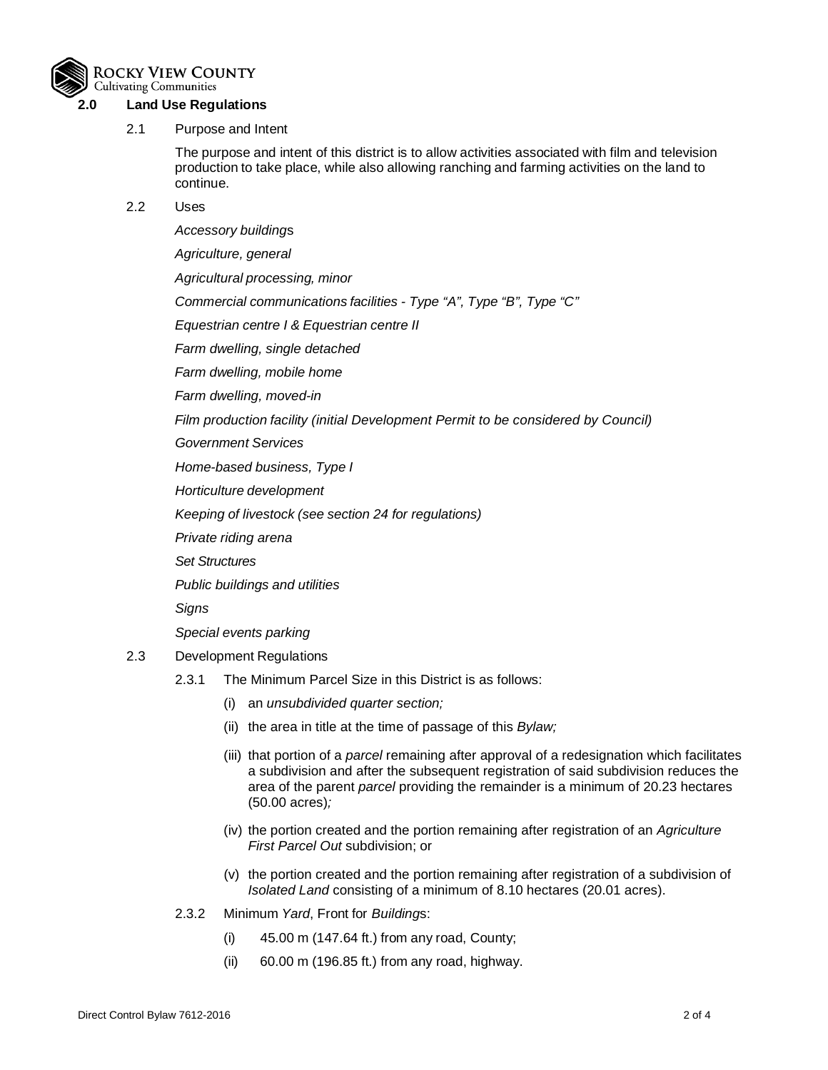## 2.0 Land Use Regulations

2.1 Purpose and Intent

The purpose and intent of this district is to allow activities associated with film and television production to take place, while also allowing ranching and farming activities on the land to continue.

2.2 Uses

*Accessory building*s

*Agriculture, general*

*Agricultural processing, minor*

*Commercial communications facilities - Type "A", Type "B", Type "C"*

*Equestrian centre I & Equestrian centre II*

*Farm dwelling, single detached*

*Farm dwelling, mobile home*

*Farm dwelling, moved-in*

*Film production facility (initial Development Permit to be considered by Council)*

*Government Services*

*Home-based business, Type I*

*Horticulture development*

*Keeping of livestock (see section 24 for regulations)*

*Private riding arena*

*Set Structures*

*Public buildings and utilities*

*Signs*

*Special events parking*

2.3 Development Regulations

2.3.1 The Minimum Parcel Size in this District is as follows:

(i) an *unsubdivided quarter section;*

(ii) the area in title at the time of passage of this *Bylaw;*

(iii) that portion of a *parcel* remaining after approval of a redesignation which facilitates a subdivision and after the subsequent registration of said subdivision reduces the area of the parent *parcel* providing the remainder is a minimum of 20.23 hectares (50.00 acres)*;*

(iv) the portion created and the portion remaining after registration of an *Agriculture First Parcel Out* subdivision; or

(v) the portion created and the portion remaining after registration of a subdivision of *Isolated Land* consisting of a minimum of 8.10 hectares (20.01 acres).

2.3.2 Minimum *Yard*, Front for *Building*s:

(i) 45.00 m (147.64 ft.) from any road, County;

(ii) 60.00 m (196.85 ft.) from any road, highway.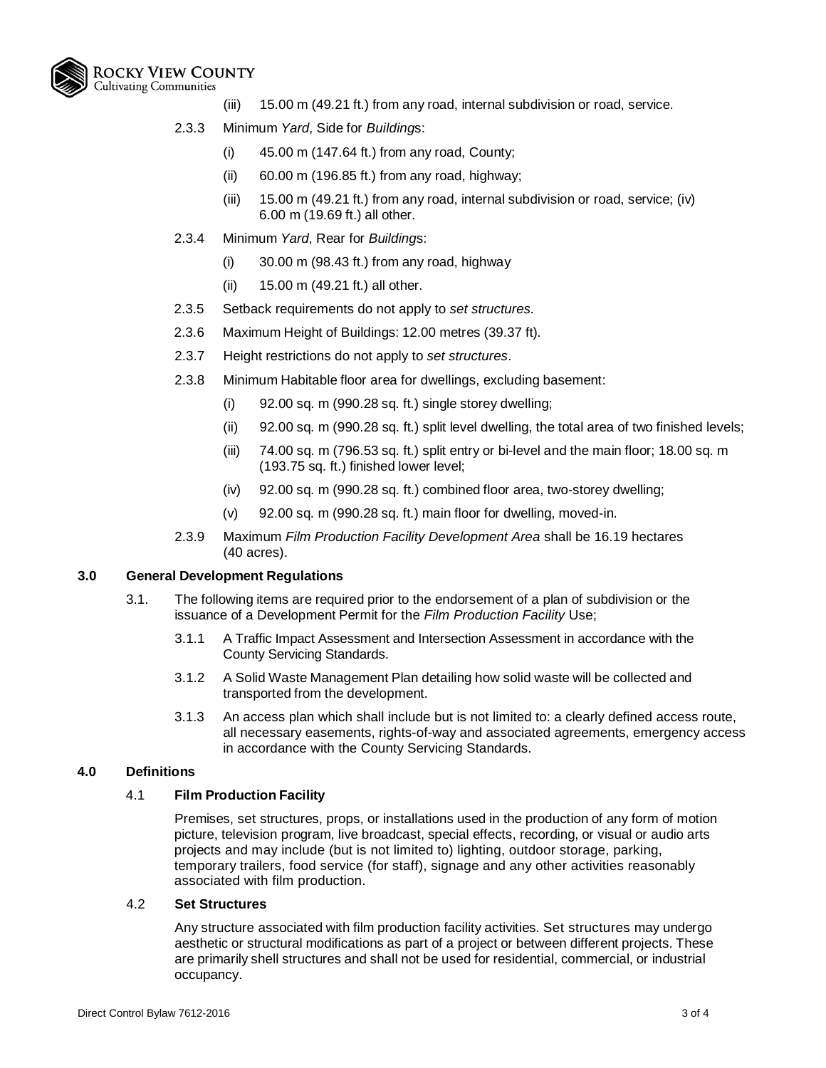(iii) 15.00 m (49.21 ft.) from any road, internal subdivision or road, service.

2.3.3 Minimum *Yard*, Side for *Building*s:

(i) 45.00 m (147.64 ft.) from any road, County;

(ii) 60.00 m (196.85 ft.) from any road, highway;

(iii) 15.00 m (49.21 ft.) from any road, internal subdivision or road, service; (iv) 6.00 m (19.69 ft.) all other.

2.3.4 Minimum *Yard*, Rear for *Building*s:

(i) 30.00 m (98.43 ft.) from any road, highway

(ii) 15.00 m (49.21 ft.) all other.

2.3.5 Setback requirements do not apply to *set structures.*

2.3.6 Maximum Height of Buildings: 12.00 metres (39.37 ft).

2.3.7 Height restrictions do not apply to *set structures*.

2.3.8 Minimum Habitable floor area for dwellings, excluding basement:

(i) 92.00 sq. m (990.28 sq. ft.) single storey dwelling;

(ii) 92.00 sq. m (990.28 sq. ft.) split level dwelling, the total area of two finished levels;

(iii) 74.00 sq. m (796.53 sq. ft.) split entry or bi-level and the main floor; 18.00 sq. m (193.75 sq. ft.) finished lower level;

(iv) 92.00 sq. m (990.28 sq. ft.) combined floor area, two-storey dwelling;

(v) 92.00 sq. m (990.28 sq. ft.) main floor for dwelling, moved-in.

2.3.9 Maximum *Film Production Facility Development Area* shall be 16.19 hectares (40 acres).

## 3.0 General Development Regulations

3.1. The following items are required prior to the endorsement of a plan of subdivision or the issuance of a Development Permit for the *Film Production Facility* Use;

3.1.1 A Traffic Impact Assessment and Intersection Assessment in accordance with the County Servicing Standards.

3.1.2 A Solid Waste Management Plan detailing how solid waste will be collected and transported from the development.

3.1.3 An access plan which shall include but is not limited to: a clearly defined access route, all necessary easements, rights-of-way and associated agreements, emergency access in accordance with the County Servicing Standards.

## 4.0 Definitions

4.1 **Film Production Facility**

Premises, set structures, props, or installations used in the production of any form of motion picture, television program, live broadcast, special effects, recording, or visual or audio arts projects and may include (but is not limited to) lighting, outdoor storage, parking, temporary trailers, food service (for staff), signage and any other activities reasonably associated with film production.

4.2 **Set Structures**

Any structure associated with film production facility activities. Set structures may undergo aesthetic or structural modifications as part of a project or between different projects. These are primarily shell structures and shall not be used for residential, commercial, or industrial occupancy.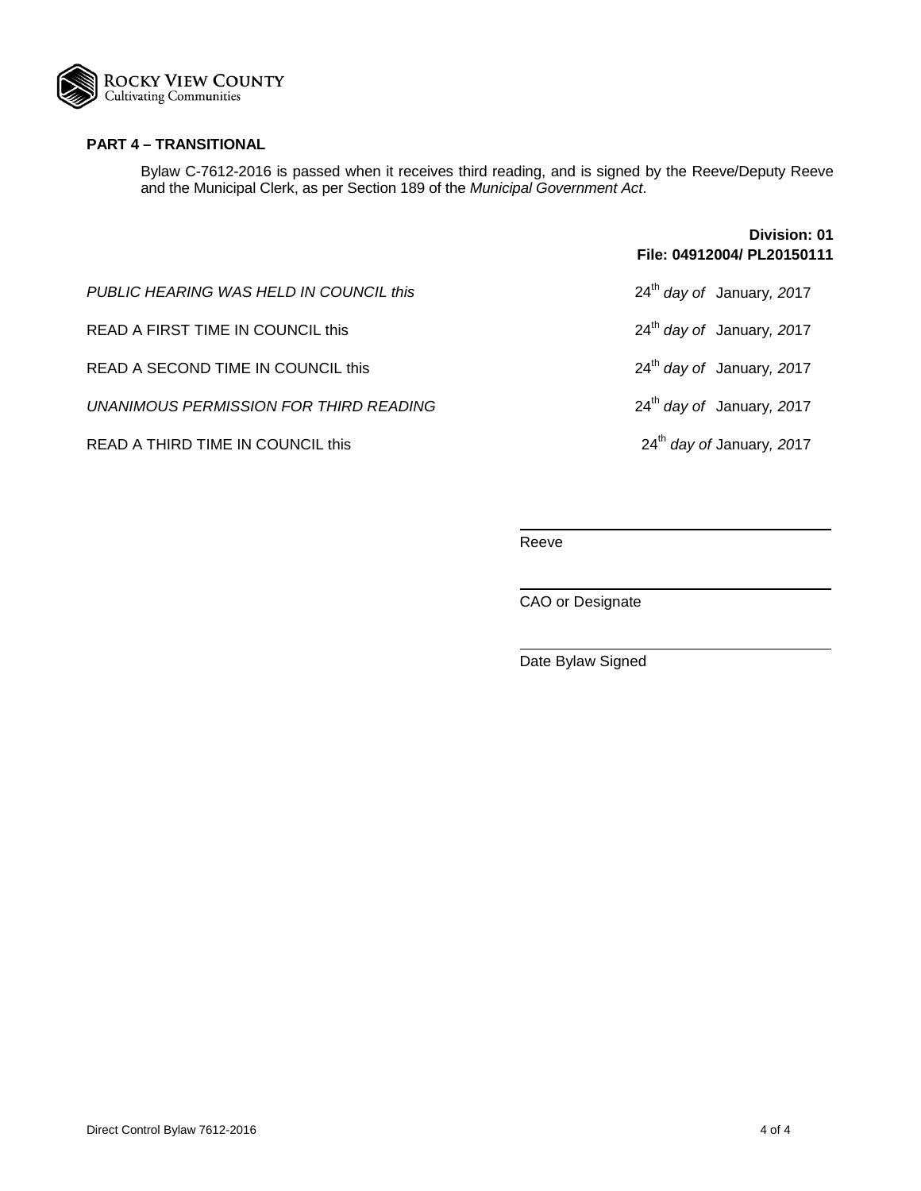**PART 4 – TRANSITIONAL**

Bylaw C-7612-2016 is passed when it receives third reading, and is signed by the Reeve/Deputy Reeve and the Municipal Clerk, as per Section 189 of the *Municipal Government Act*.

**Division: 01**
**File: 04912004/ PL20150111**

| | |
|---|---|
| *PUBLIC HEARING WAS HELD IN COUNCIL this* | 24th *day of* January, 2017 |
| READ A FIRST TIME IN COUNCIL this | 24th *day of* January, 2017 |
| READ A SECOND TIME IN COUNCIL this | 24th *day of* January, 2017 |
| *UNANIMOUS PERMISSION FOR THIRD READING* | 24th *day of* January, 2017 |
| READ A THIRD TIME IN COUNCIL this | 24th *day of* January, 2017 |

______________________________
Reeve

______________________________
CAO or Designate

______________________________
Date Bylaw Signed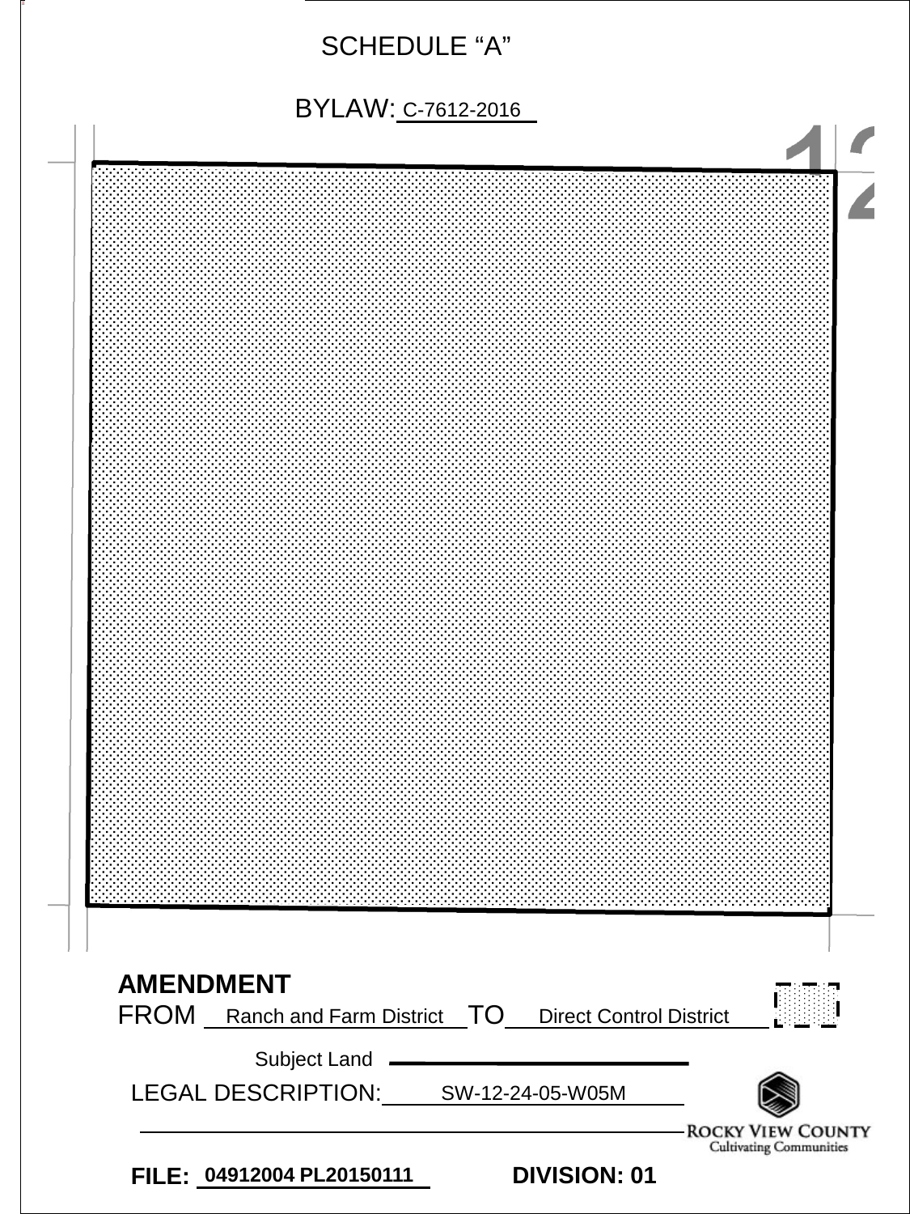SCHEDULE "A"

BYLAW: C-7612-2016

**AMENDMENT**

FROM Ranch and Farm District TO Direct Control District

Subject Land

LEGAL DESCRIPTION: SW-12-24-05-W05M

ROCKY VIEW COUNTY
Cultivating Communities

**FILE:** 04912004 PL20150111 **DIVISION: 01**